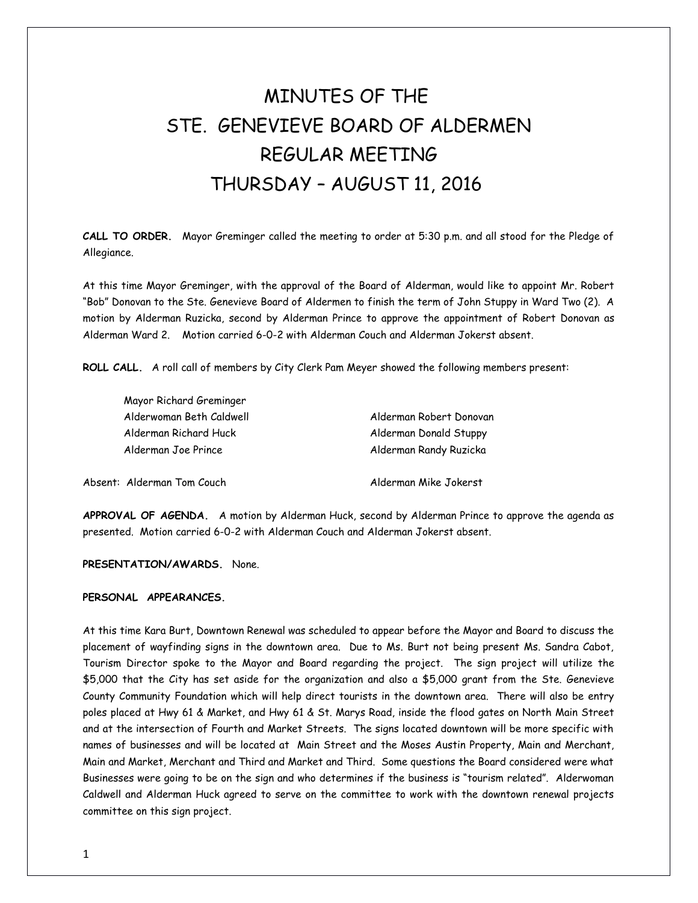# MINUTES OF THE
# STE. GENEVIEVE BOARD OF ALDERMEN
# REGULAR MEETING
# THURSDAY – AUGUST 11, 2016

**CALL TO ORDER.** Mayor Greminger called the meeting to order at 5:30 p.m. and all stood for the Pledge of Allegiance.

At this time Mayor Greminger, with the approval of the Board of Alderman, would like to appoint Mr. Robert "Bob" Donovan to the Ste. Genevieve Board of Aldermen to finish the term of John Stuppy in Ward Two (2). A motion by Alderman Ruzicka, second by Alderman Prince to approve the appointment of Robert Donovan as Alderman Ward 2. Motion carried 6-0-2 with Alderman Couch and Alderman Jokerst absent.

**ROLL CALL.** A roll call of members by City Clerk Pam Meyer showed the following members present:

Mayor Richard Greminger
Alderwoman Beth Caldwell
Alderman Richard Huck
Alderman Joe Prince
Alderman Robert Donovan
Alderman Donald Stuppy
Alderman Randy Ruzicka

Absent: Alderman Tom Couch
Alderman Mike Jokerst

**APPROVAL OF AGENDA.** A motion by Alderman Huck, second by Alderman Prince to approve the agenda as presented. Motion carried 6-0-2 with Alderman Couch and Alderman Jokerst absent.

**PRESENTATION/AWARDS.** None.

**PERSONAL APPEARANCES.**

At this time Kara Burt, Downtown Renewal was scheduled to appear before the Mayor and Board to discuss the placement of wayfinding signs in the downtown area. Due to Ms. Burt not being present Ms. Sandra Cabot, Tourism Director spoke to the Mayor and Board regarding the project. The sign project will utilize the $5,000 that the City has set aside for the organization and also a $5,000 grant from the Ste. Genevieve County Community Foundation which will help direct tourists in the downtown area. There will also be entry poles placed at Hwy 61 & Market, and Hwy 61 & St. Marys Road, inside the flood gates on North Main Street and at the intersection of Fourth and Market Streets. The signs located downtown will be more specific with names of businesses and will be located at Main Street and the Moses Austin Property, Main and Merchant, Main and Market, Merchant and Third and Market and Third. Some questions the Board considered were what Businesses were going to be on the sign and who determines if the business is "tourism related". Alderwoman Caldwell and Alderman Huck agreed to serve on the committee to work with the downtown renewal projects committee on this sign project.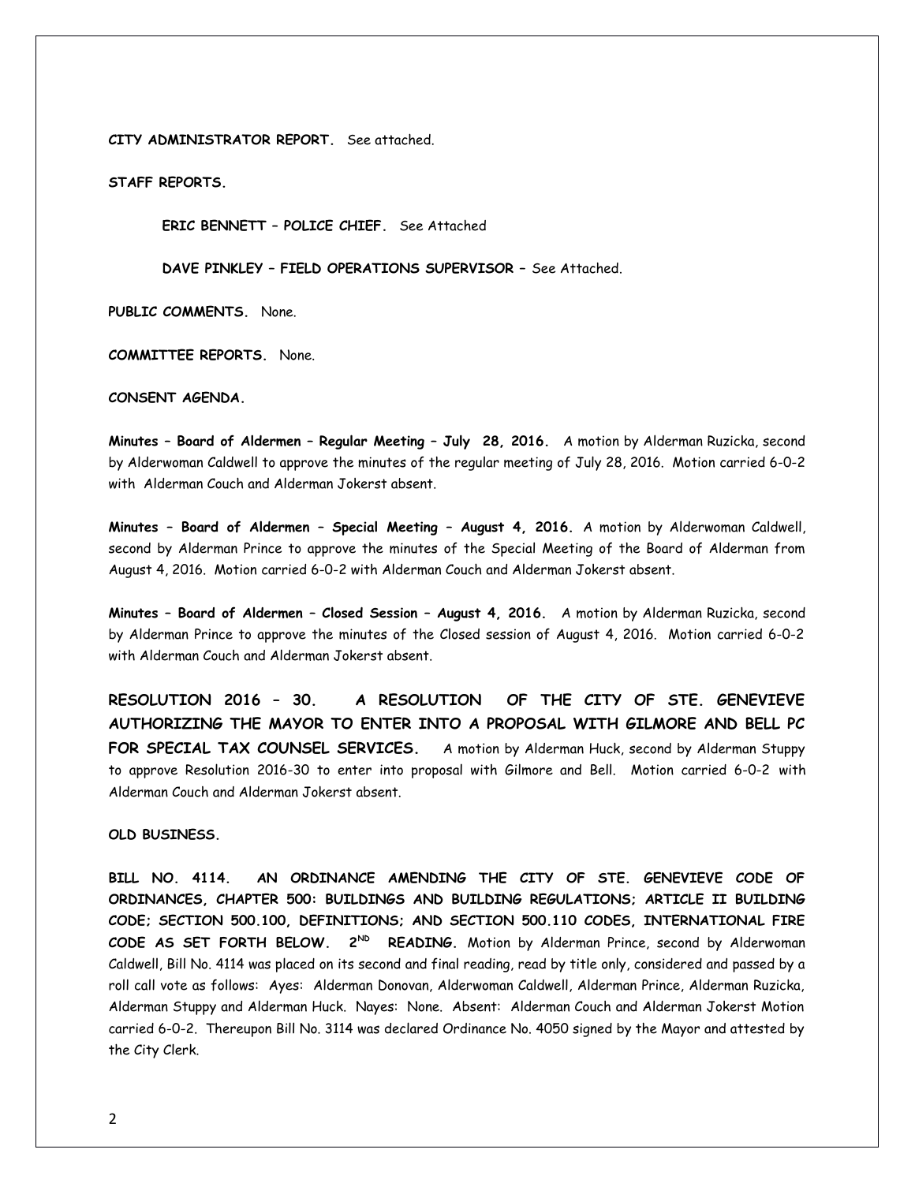**CITY ADMINISTRATOR REPORT.** See attached.

**STAFF REPORTS.**

**ERIC BENNETT – POLICE CHIEF.** See Attached

**DAVE PINKLEY – FIELD OPERATIONS SUPERVISOR –** See Attached.

**PUBLIC COMMENTS.** None.

**COMMITTEE REPORTS.** None.

**CONSENT AGENDA.**

**Minutes – Board of Aldermen – Regular Meeting – July 28, 2016.** A motion by Alderman Ruzicka, second by Alderwoman Caldwell to approve the minutes of the regular meeting of July 28, 2016. Motion carried 6-0-2 with Alderman Couch and Alderman Jokerst absent.

**Minutes – Board of Aldermen – Special Meeting – August 4, 2016.** A motion by Alderwoman Caldwell, second by Alderman Prince to approve the minutes of the Special Meeting of the Board of Alderman from August 4, 2016. Motion carried 6-0-2 with Alderman Couch and Alderman Jokerst absent.

**Minutes – Board of Aldermen – Closed Session – August 4, 2016.** A motion by Alderman Ruzicka, second by Alderman Prince to approve the minutes of the Closed session of August 4, 2016. Motion carried 6-0-2 with Alderman Couch and Alderman Jokerst absent.

**RESOLUTION 2016 – 30. A RESOLUTION OF THE CITY OF STE. GENEVIEVE AUTHORIZING THE MAYOR TO ENTER INTO A PROPOSAL WITH GILMORE AND BELL PC FOR SPECIAL TAX COUNSEL SERVICES.** A motion by Alderman Huck, second by Alderman Stuppy to approve Resolution 2016-30 to enter into proposal with Gilmore and Bell. Motion carried 6-0-2 with Alderman Couch and Alderman Jokerst absent.

**OLD BUSINESS.**

**BILL NO. 4114. AN ORDINANCE AMENDING THE CITY OF STE. GENEVIEVE CODE OF ORDINANCES, CHAPTER 500: BUILDINGS AND BUILDING REGULATIONS; ARTICLE II BUILDING CODE; SECTION 500.100, DEFINITIONS; AND SECTION 500.110 CODES, INTERNATIONAL FIRE CODE AS SET FORTH BELOW. 2ND READING.** Motion by Alderman Prince, second by Alderwoman Caldwell, Bill No. 4114 was placed on its second and final reading, read by title only, considered and passed by a roll call vote as follows: Ayes: Alderman Donovan, Alderwoman Caldwell, Alderman Prince, Alderman Ruzicka, Alderman Stuppy and Alderman Huck. Nayes: None. Absent: Alderman Couch and Alderman Jokerst Motion carried 6-0-2. Thereupon Bill No. 3114 was declared Ordinance No. 4050 signed by the Mayor and attested by the City Clerk.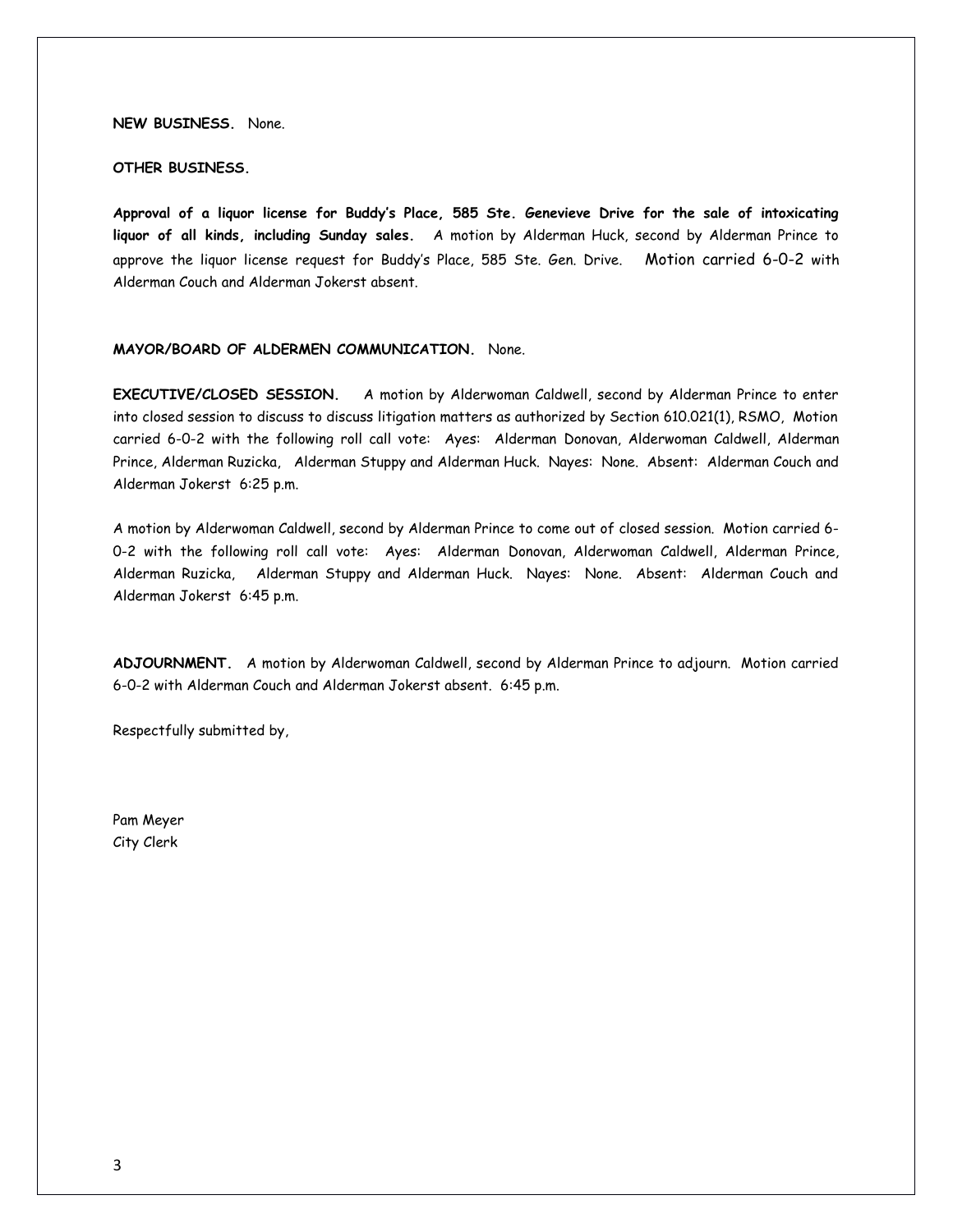**NEW BUSINESS.** None.

**OTHER BUSINESS.**

**Approval of a liquor license for Buddy's Place, 585 Ste. Genevieve Drive for the sale of intoxicating liquor of all kinds, including Sunday sales.** A motion by Alderman Huck, second by Alderman Prince to approve the liquor license request for Buddy's Place, 585 Ste. Gen. Drive. Motion carried 6-0-2 with Alderman Couch and Alderman Jokerst absent.

**MAYOR/BOARD OF ALDERMEN COMMUNICATION.** None.

**EXECUTIVE/CLOSED SESSION.** A motion by Alderwoman Caldwell, second by Alderman Prince to enter into closed session to discuss to discuss litigation matters as authorized by Section 610.021(1), RSMO, Motion carried 6-0-2 with the following roll call vote: Ayes: Alderman Donovan, Alderwoman Caldwell, Alderman Prince, Alderman Ruzicka, Alderman Stuppy and Alderman Huck. Nayes: None. Absent: Alderman Couch and Alderman Jokerst 6:25 p.m.

A motion by Alderwoman Caldwell, second by Alderman Prince to come out of closed session. Motion carried 6-0-2 with the following roll call vote: Ayes: Alderman Donovan, Alderwoman Caldwell, Alderman Prince, Alderman Ruzicka, Alderman Stuppy and Alderman Huck. Nayes: None. Absent: Alderman Couch and Alderman Jokerst 6:45 p.m.

**ADJOURNMENT.** A motion by Alderwoman Caldwell, second by Alderman Prince to adjourn. Motion carried 6-0-2 with Alderman Couch and Alderman Jokerst absent. 6:45 p.m.

Respectfully submitted by,

Pam Meyer
City Clerk